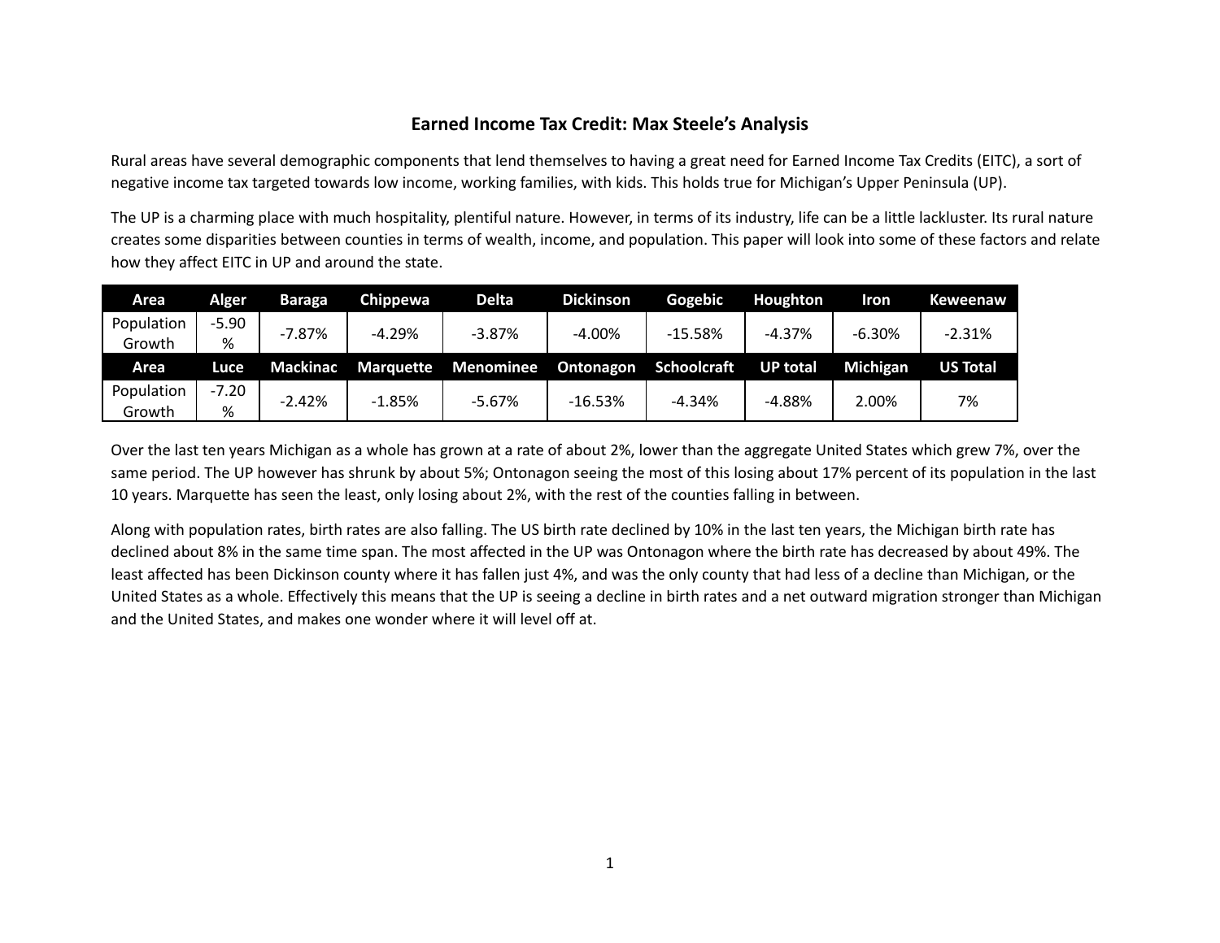# Earned Income Tax Credit: Max Steele's Analysis

Rural areas have several demographic components that lend themselves to having a great need for Earned Income Tax Credits (EITC), a sort of negative income tax targeted towards low income, working families, with kids. This holds true for Michigan's Upper Peninsula (UP).

The UP is a charming place with much hospitality, plentiful nature. However, in terms of its industry, life can be a little lackluster. Its rural nature creates some disparities between counties in terms of wealth, income, and population. This paper will look into some of these factors and relate how they affect EITC in UP and around the state.

| Area | Alger | Baraga | Chippewa | Delta | Dickinson | Gogebic | Houghton | Iron | Keweenaw |
|---|---|---|---|---|---|---|---|---|---|
| Population Growth | -5.90 % | -7.87% | -4.29% | -3.87% | -4.00% | -15.58% | -4.37% | -6.30% | -2.31% |
| **Area** | **Luce** | **Mackinac** | **Marquette** | **Menominee** | **Ontonagon** | **Schoolcraft** | **UP total** | **Michigan** | **US Total** |
| Population Growth | -7.20 % | -2.42% | -1.85% | -5.67% | -16.53% | -4.34% | -4.88% | 2.00% | 7% |

Over the last ten years Michigan as a whole has grown at a rate of about 2%, lower than the aggregate United States which grew 7%, over the same period. The UP however has shrunk by about 5%; Ontonagon seeing the most of this losing about 17% percent of its population in the last 10 years. Marquette has seen the least, only losing about 2%, with the rest of the counties falling in between.

Along with population rates, birth rates are also falling. The US birth rate declined by 10% in the last ten years, the Michigan birth rate has declined about 8% in the same time span. The most affected in the UP was Ontonagon where the birth rate has decreased by about 49%. The least affected has been Dickinson county where it has fallen just 4%, and was the only county that had less of a decline than Michigan, or the United States as a whole. Effectively this means that the UP is seeing a decline in birth rates and a net outward migration stronger than Michigan and the United States, and makes one wonder where it will level off at.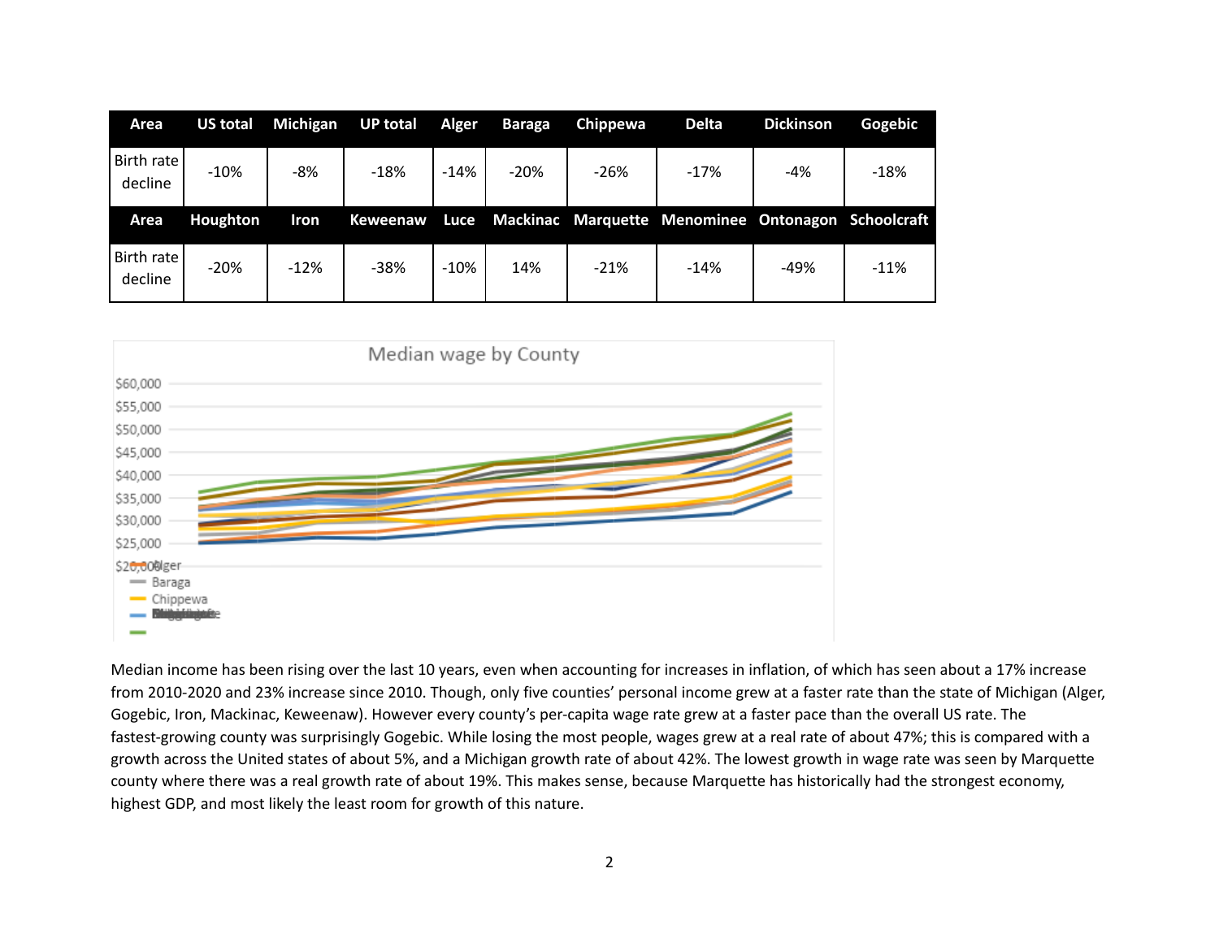| Area | US total | Michigan | UP total | Alger | Baraga | Chippewa | Delta | Dickinson | Gogebic |
|---|---|---|---|---|---|---|---|---|---|
| Birth rate decline | -10% | -8% | -18% | -14% | -20% | -26% | -17% | -4% | -18% |
| **Area** | **Houghton** | **Iron** | **Keweenaw** | **Luce** | **Mackinac** | **Marquette** | **Menominee** | **Ontonagon** | **Schoolcraft** |
| Birth rate decline | -20% | -12% | -38% | -10% | 14% | -21% | -14% | -49% | -11% |

Median wage by County

Median income has been rising over the last 10 years, even when accounting for increases in inflation, of which has seen about a 17% increase from 2010-2020 and 23% increase since 2010. Though, only five counties' personal income grew at a faster rate than the state of Michigan (Alger, Gogebic, Iron, Mackinac, Keweenaw). However every county's per-capita wage rate grew at a faster pace than the overall US rate. The fastest-growing county was surprisingly Gogebic. While losing the most people, wages grew at a real rate of about 47%; this is compared with a growth across the United states of about 5%, and a Michigan growth rate of about 42%. The lowest growth in wage rate was seen by Marquette county where there was a real growth rate of about 19%. This makes sense, because Marquette has historically had the strongest economy, highest GDP, and most likely the least room for growth of this nature.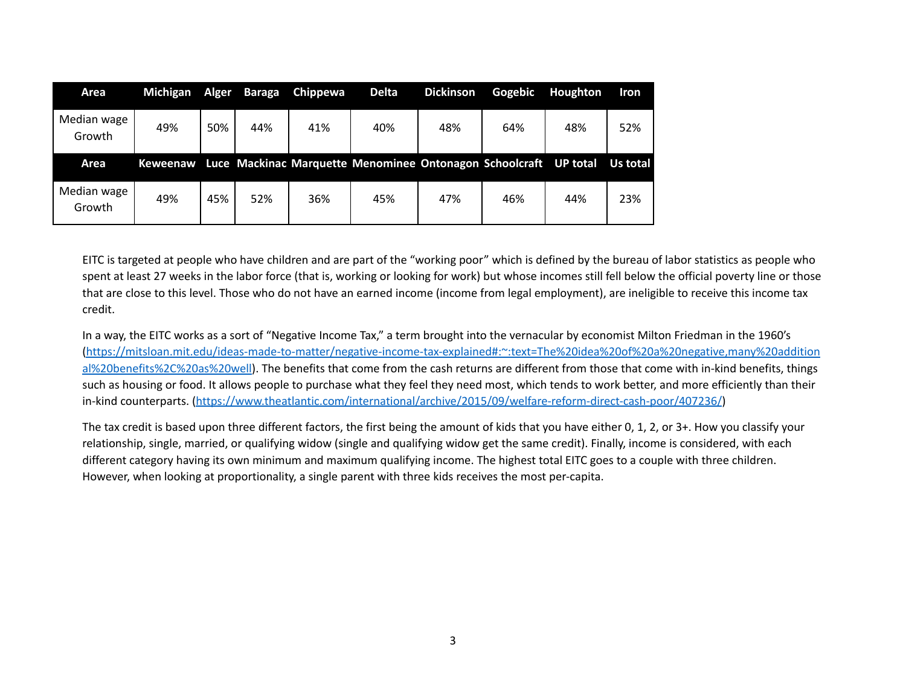| Area | Michigan | Alger | Baraga | Chippewa | Delta | Dickinson | Gogebic | Houghton | Iron |
|---|---|---|---|---|---|---|---|---|---|
| Median wage Growth | 49% | 50% | 44% | 41% | 40% | 48% | 64% | 48% | 52% |
| **Area** | **Keweenaw** | **Luce** | **Mackinac** | **Marquette** | **Menominee** | **Ontonagon** | **Schoolcraft** | **UP total** | **Us total** |
| Median wage Growth | 49% | 45% | 52% | 36% | 45% | 47% | 46% | 44% | 23% |

EITC is targeted at people who have children and are part of the "working poor" which is defined by the bureau of labor statistics as people who spent at least 27 weeks in the labor force (that is, working or looking for work) but whose incomes still fell below the official poverty line or those that are close to this level. Those who do not have an earned income (income from legal employment), are ineligible to receive this income tax credit.

In a way, the EITC works as a sort of "Negative Income Tax," a term brought into the vernacular by economist Milton Friedman in the 1960's (https://mitsloan.mit.edu/ideas-made-to-matter/negative-income-tax-explained#:~:text=The%20idea%20of%20a%20negative,many%20additional%20benefits%2C%20as%20well). The benefits that come from the cash returns are different from those that come with in-kind benefits, things such as housing or food. It allows people to purchase what they feel they need most, which tends to work better, and more efficiently than their in-kind counterparts. (https://www.theatlantic.com/international/archive/2015/09/welfare-reform-direct-cash-poor/407236/)

The tax credit is based upon three different factors, the first being the amount of kids that you have either 0, 1, 2, or 3+. How you classify your relationship, single, married, or qualifying widow (single and qualifying widow get the same credit). Finally, income is considered, with each different category having its own minimum and maximum qualifying income. The highest total EITC goes to a couple with three children. However, when looking at proportionality, a single parent with three kids receives the most per-capita.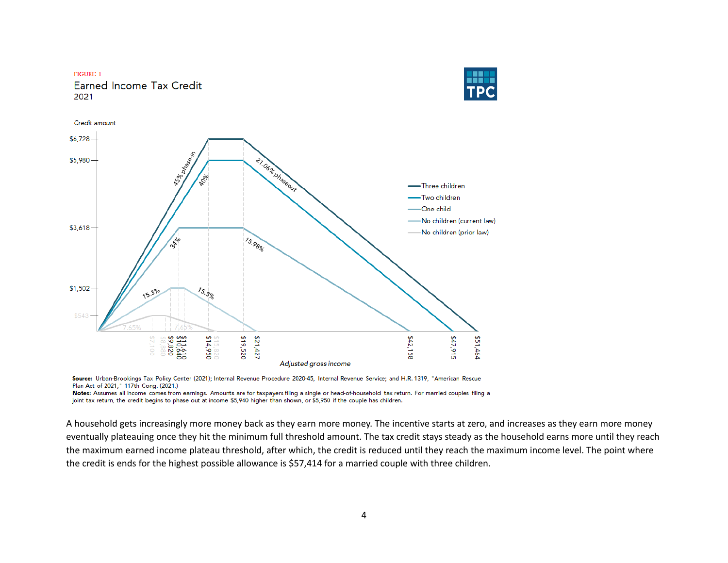FIGURE 1

Earned Income Tax Credit

2021

Credit amount

$6,728

$5,980

$3,618

$1,502

$543

45% phase-in

40%

34%

15.3%

7.65%

21.06% phaseout

15.98%

15.3%

7.65%

Three children

Two children

One child

No children (current law)

No children (prior law)

$7,100 $8,880 $9,820 $11,610 $10,640 $14,950 $15,820 $19,520 $21,427 $42,158 $47,915 $51,464

Adjusted gross income

**Source:** Urban-Brookings Tax Policy Center (2021); Internal Revenue Procedure 2020-45, Internal Revenue Service; and H.R. 1319, "American Rescue Plan Act of 2021," 117th Cong. (2021.)

**Notes:** Assumes all income comes from earnings. Amounts are for taxpayers filing a single or head-of-household tax return. For married couples filing a joint tax return, the credit begins to phase out at income $5,940 higher than shown, or $5,950 if the couple has children.

A household gets increasingly more money back as they earn more money. The incentive starts at zero, and increases as they earn more money eventually plateauing once they hit the minimum full threshold amount. The tax credit stays steady as the household earns more until they reach the maximum earned income plateau threshold, after which, the credit is reduced until they reach the maximum income level. The point where the credit is ends for the highest possible allowance is $57,414 for a married couple with three children.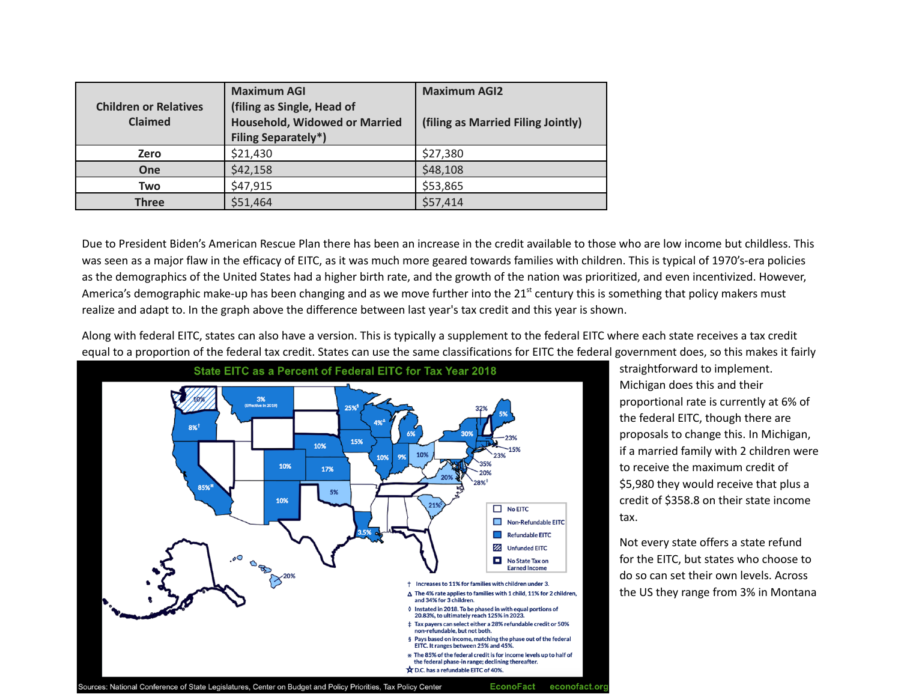| Children or Relatives Claimed | Maximum AGI (filing as Single, Head of Household, Widowed or Married Filing Separately*) | Maximum AGI2 (filing as Married Filing Jointly) |
|---|---|---|
| Zero | $21,430 | $27,380 |
| One | $42,158 | $48,108 |
| Two | $47,915 | $53,865 |
| Three | $51,464 | $57,414 |

Due to President Biden's American Rescue Plan there has been an increase in the credit available to those who are low income but childless. This was seen as a major flaw in the efficacy of EITC, as it was much more geared towards families with children. This is typical of 1970's-era policies as the demographics of the United States had a higher birth rate, and the growth of the nation was prioritized, and even incentivized. However, America's demographic make-up has been changing and as we move further into the 21st century this is something that policy makers must realize and adapt to. In the graph above the difference between last year's tax credit and this year is shown.

Along with federal EITC, states can also have a version. This is typically a supplement to the federal EITC where each state receives a tax credit equal to a proportion of the federal tax credit. States can use the same classifications for EITC the federal government does, so this makes it fairly straightforward to implement. Michigan does this and their proportional rate is currently at 6% of the federal EITC, though there are proposals to change this. In Michigan, if a married family with 2 children were to receive the maximum credit of $5,980 they would receive that plus a credit of $358.8 on their state income tax.

**State EITC as a Percent of Federal EITC for Tax Year 2018**

No EITC | Non-Refundable EITC | Refundable EITC | Unfunded EITC | No State Tax on Earned Income

† Increases to 11% for families with children under 3.
Δ The 4% rate applies to families with 1 child, 11% for 2 children, and 34% for 3 children.
◊ Instated in 2018. To be phased in with equal portions of 20.83%, to ultimately reach 125% in 2023.
‡ Tax payers can select either a 28% refundable credit or 50% non-refundable, but not both.
§ Pays based on income, matching the phase out of the federal EITC. It ranges between 25% and 45%.
※ The 85% of the federal credit is for income levels up to half of the federal phase-in range; declining thereafter.
★ D.C. has a refundable EITC of 40%.

Sources: National Conference of State Legislatures, Center on Budget and Policy Priorities, Tax Policy Center — EconoFact econofact.org

Not every state offers a state refund for the EITC, but states who choose to do so can set their own levels. Across the US they range from 3% in Montana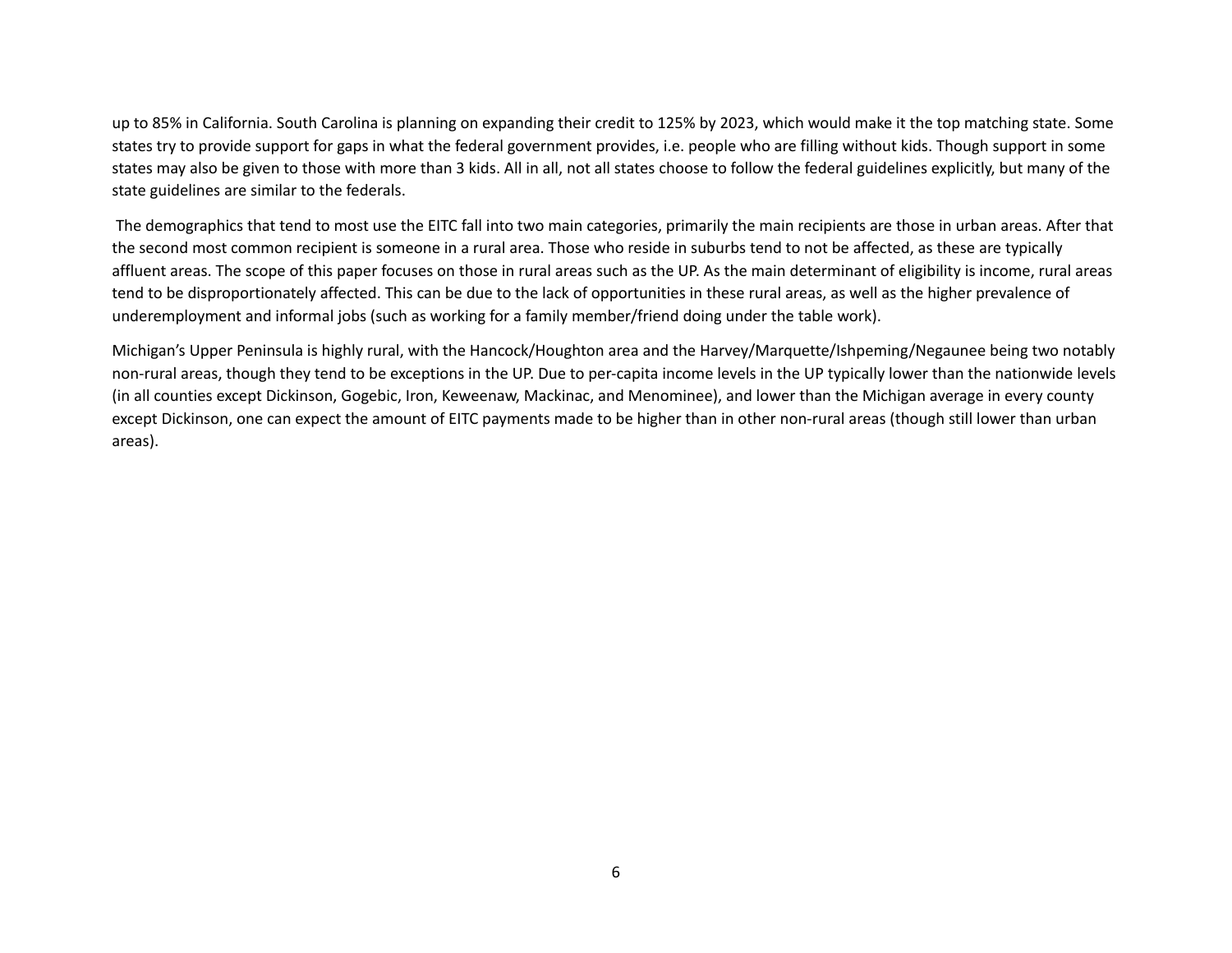up to 85% in California. South Carolina is planning on expanding their credit to 125% by 2023, which would make it the top matching state. Some states try to provide support for gaps in what the federal government provides, i.e. people who are filling without kids. Though support in some states may also be given to those with more than 3 kids. All in all, not all states choose to follow the federal guidelines explicitly, but many of the state guidelines are similar to the federals.

The demographics that tend to most use the EITC fall into two main categories, primarily the main recipients are those in urban areas. After that the second most common recipient is someone in a rural area. Those who reside in suburbs tend to not be affected, as these are typically affluent areas. The scope of this paper focuses on those in rural areas such as the UP. As the main determinant of eligibility is income, rural areas tend to be disproportionately affected. This can be due to the lack of opportunities in these rural areas, as well as the higher prevalence of underemployment and informal jobs (such as working for a family member/friend doing under the table work).

Michigan's Upper Peninsula is highly rural, with the Hancock/Houghton area and the Harvey/Marquette/Ishpeming/Negaunee being two notably non-rural areas, though they tend to be exceptions in the UP. Due to per-capita income levels in the UP typically lower than the nationwide levels (in all counties except Dickinson, Gogebic, Iron, Keweenaw, Mackinac, and Menominee), and lower than the Michigan average in every county except Dickinson, one can expect the amount of EITC payments made to be higher than in other non-rural areas (though still lower than urban areas).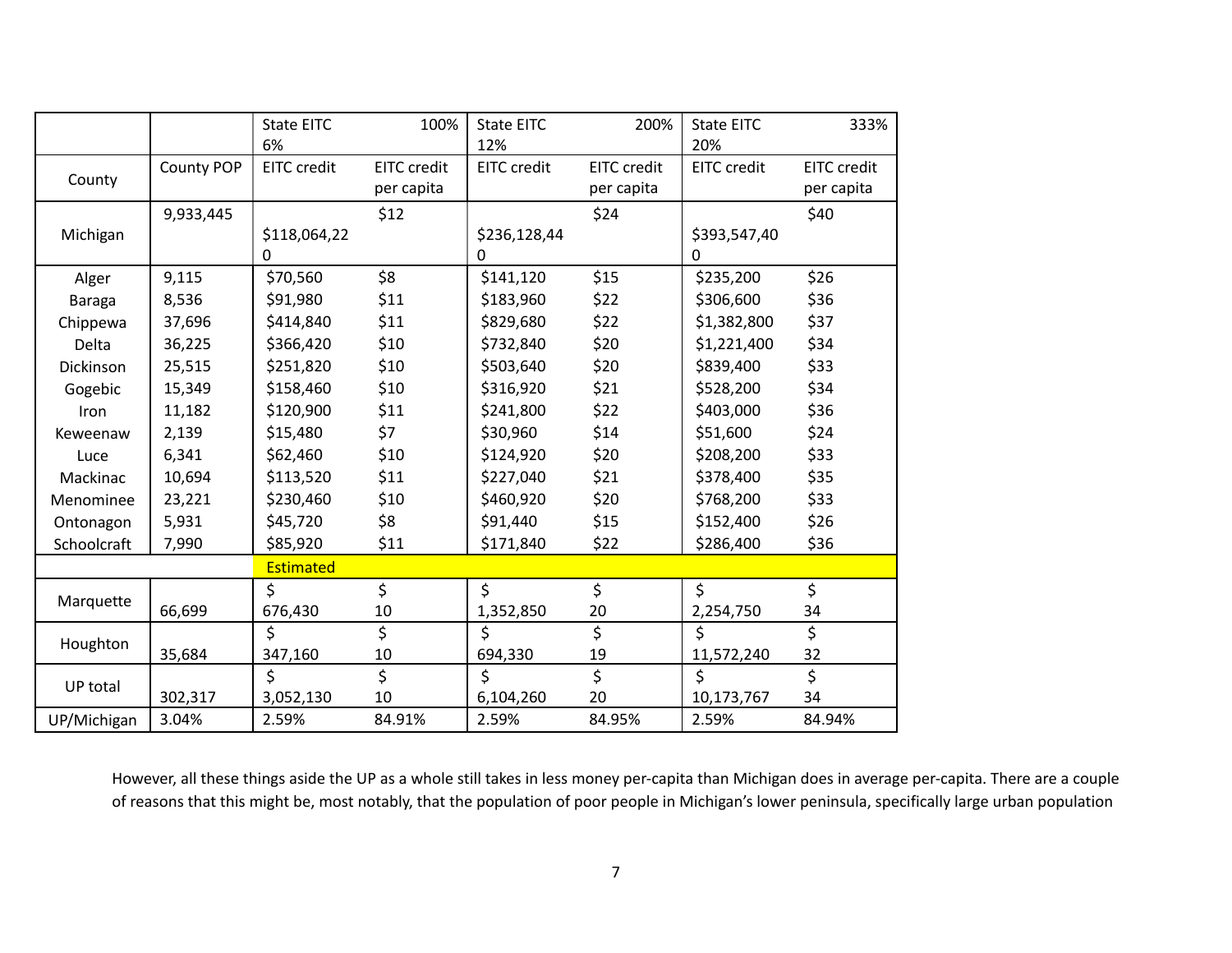| | | State EITC 6% 100% | | State EITC 12% 200% | | State EITC 20% 333% | |
|---|---|---|---|---|---|---|---|
| County | County POP | EITC credit | EITC credit per capita | EITC credit | EITC credit per capita | EITC credit | EITC credit per capita |
| Michigan | 9,933,445 | $118,064,220 | $12 | $236,128,440 | $24 | $393,547,400 | $40 |
| Alger | 9,115 | $70,560 | $8 | $141,120 | $15 | $235,200 | $26 |
| Baraga | 8,536 | $91,980 | $11 | $183,960 | $22 | $306,600 | $36 |
| Chippewa | 37,696 | $414,840 | $11 | $829,680 | $22 | $1,382,800 | $37 |
| Delta | 36,225 | $366,420 | $10 | $732,840 | $20 | $1,221,400 | $34 |
| Dickinson | 25,515 | $251,820 | $10 | $503,640 | $20 | $839,400 | $33 |
| Gogebic | 15,349 | $158,460 | $10 | $316,920 | $21 | $528,200 | $34 |
| Iron | 11,182 | $120,900 | $11 | $241,800 | $22 | $403,000 | $36 |
| Keweenaw | 2,139 | $15,480 | $7 | $30,960 | $14 | $51,600 | $24 |
| Luce | 6,341 | $62,460 | $10 | $124,920 | $20 | $208,200 | $33 |
| Mackinac | 10,694 | $113,520 | $11 | $227,040 | $21 | $378,400 | $35 |
| Menominee | 23,221 | $230,460 | $10 | $460,920 | $20 | $768,200 | $33 |
| Ontonagon | 5,931 | $45,720 | $8 | $91,440 | $15 | $152,400 | $26 |
| Schoolcraft | 7,990 | $85,920 | $11 | $171,840 | $22 | $286,400 | $36 |
| | | Estimated | | | | | |
| Marquette | 66,699 | $ 676,430 | $ 10 | $ 1,352,850 | $ 20 | $ 2,254,750 | $ 34 |
| Houghton | 35,684 | $ 347,160 | $ 10 | $ 694,330 | $ 19 | $ 11,572,240 | $ 32 |
| UP total | 302,317 | $ 3,052,130 | $ 10 | $ 6,104,260 | $ 20 | $ 10,173,767 | $ 34 |
| UP/Michigan | 3.04% | 2.59% | 84.91% | 2.59% | 84.95% | 2.59% | 84.94% |

However, all these things aside the UP as a whole still takes in less money per-capita than Michigan does in average per-capita. There are a couple of reasons that this might be, most notably, that the population of poor people in Michigan's lower peninsula, specifically large urban population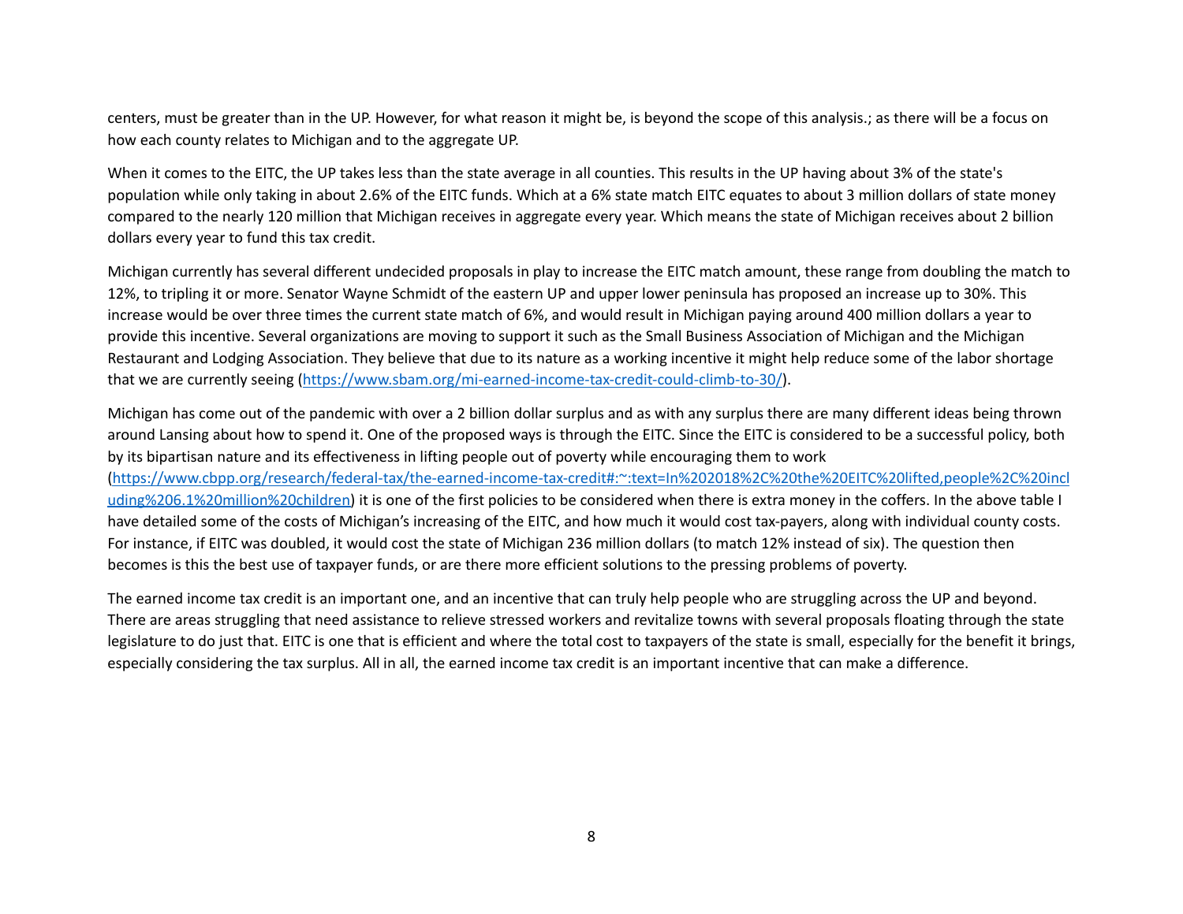centers, must be greater than in the UP. However, for what reason it might be, is beyond the scope of this analysis.; as there will be a focus on how each county relates to Michigan and to the aggregate UP.

When it comes to the EITC, the UP takes less than the state average in all counties. This results in the UP having about 3% of the state's population while only taking in about 2.6% of the EITC funds. Which at a 6% state match EITC equates to about 3 million dollars of state money compared to the nearly 120 million that Michigan receives in aggregate every year. Which means the state of Michigan receives about 2 billion dollars every year to fund this tax credit.

Michigan currently has several different undecided proposals in play to increase the EITC match amount, these range from doubling the match to 12%, to tripling it or more. Senator Wayne Schmidt of the eastern UP and upper lower peninsula has proposed an increase up to 30%. This increase would be over three times the current state match of 6%, and would result in Michigan paying around 400 million dollars a year to provide this incentive. Several organizations are moving to support it such as the Small Business Association of Michigan and the Michigan Restaurant and Lodging Association. They believe that due to its nature as a working incentive it might help reduce some of the labor shortage that we are currently seeing ([https://www.sbam.org/mi-earned-income-tax-credit-could-climb-to-30/](https://www.sbam.org/mi-earned-income-tax-credit-could-climb-to-30/)).

Michigan has come out of the pandemic with over a 2 billion dollar surplus and as with any surplus there are many different ideas being thrown around Lansing about how to spend it. One of the proposed ways is through the EITC. Since the EITC is considered to be a successful policy, both by its bipartisan nature and its effectiveness in lifting people out of poverty while encouraging them to work ([https://www.cbpp.org/research/federal-tax/the-earned-income-tax-credit#:~:text=In%202018%2C%20the%20EITC%20lifted,people%2C%20including%206.1%20million%20children](https://www.cbpp.org/research/federal-tax/the-earned-income-tax-credit#:~:text=In%202018%2C%20the%20EITC%20lifted,people%2C%20including%206.1%20million%20children)) it is one of the first policies to be considered when there is extra money in the coffers. In the above table I have detailed some of the costs of Michigan's increasing of the EITC, and how much it would cost tax-payers, along with individual county costs. For instance, if EITC was doubled, it would cost the state of Michigan 236 million dollars (to match 12% instead of six). The question then becomes is this the best use of taxpayer funds, or are there more efficient solutions to the pressing problems of poverty.

The earned income tax credit is an important one, and an incentive that can truly help people who are struggling across the UP and beyond. There are areas struggling that need assistance to relieve stressed workers and revitalize towns with several proposals floating through the state legislature to do just that. EITC is one that is efficient and where the total cost to taxpayers of the state is small, especially for the benefit it brings, especially considering the tax surplus. All in all, the earned income tax credit is an important incentive that can make a difference.